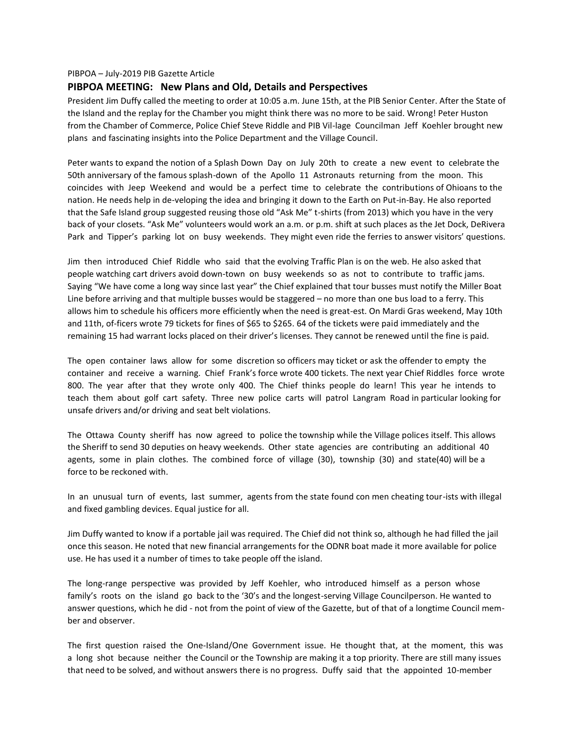PIBPOA – July-2019 PIB Gazette Article

## PIBPOA MEETING: New Plans and Old, Details and Perspectives

President Jim Duffy called the meeting to order at 10:05 a.m. June 15th, at the PIB Senior Center. After the State of the Island and the replay for the Chamber you might think there was no more to be said. Wrong! Peter Huston from the Chamber of Commerce, Police Chief Steve Riddle and PIB Vil-lage Councilman Jeff Koehler brought new plans and fascinating insights into the Police Department and the Village Council.

Peter wants to expand the notion of a Splash Down Day on July 20th to create a new event to celebrate the 50th anniversary of the famous splash-down of the Apollo 11 Astronauts returning from the moon. This coincides with Jeep Weekend and would be a perfect time to celebrate the contributions of Ohioans to the nation. He needs help in de-veloping the idea and bringing it down to the Earth on Put-in-Bay. He also reported that the Safe Island group suggested reusing those old "Ask Me" t-shirts (from 2013) which you have in the very back of your closets. "Ask Me" volunteers would work an a.m. or p.m. shift at such places as the Jet Dock, DeRivera Park and Tipper's parking lot on busy weekends. They might even ride the ferries to answer visitors' questions.

Jim then introduced Chief Riddle who said that the evolving Traffic Plan is on the web. He also asked that people watching cart drivers avoid down-town on busy weekends so as not to contribute to traffic jams. Saying "We have come a long way since last year" the Chief explained that tour busses must notify the Miller Boat Line before arriving and that multiple busses would be staggered – no more than one bus load to a ferry. This allows him to schedule his officers more efficiently when the need is great-est. On Mardi Gras weekend, May 10th and 11th, of-ficers wrote 79 tickets for fines of $65 to $265. 64 of the tickets were paid immediately and the remaining 15 had warrant locks placed on their driver's licenses. They cannot be renewed until the fine is paid.

The open container laws allow for some discretion so officers may ticket or ask the offender to empty the container and receive a warning. Chief Frank's force wrote 400 tickets. The next year Chief Riddles force wrote 800. The year after that they wrote only 400. The Chief thinks people do learn! This year he intends to teach them about golf cart safety. Three new police carts will patrol Langram Road in particular looking for unsafe drivers and/or driving and seat belt violations.

The Ottawa County sheriff has now agreed to police the township while the Village polices itself. This allows the Sheriff to send 30 deputies on heavy weekends. Other state agencies are contributing an additional 40 agents, some in plain clothes. The combined force of village (30), township (30) and state(40) will be a force to be reckoned with.

In an unusual turn of events, last summer, agents from the state found con men cheating tour-ists with illegal and fixed gambling devices. Equal justice for all.

Jim Duffy wanted to know if a portable jail was required. The Chief did not think so, although he had filled the jail once this season. He noted that new financial arrangements for the ODNR boat made it more available for police use. He has used it a number of times to take people off the island.

The long-range perspective was provided by Jeff Koehler, who introduced himself as a person whose family's roots on the island go back to the '30's and the longest-serving Village Councilperson. He wanted to answer questions, which he did - not from the point of view of the Gazette, but of that of a longtime Council mem-ber and observer.

The first question raised the One-Island/One Government issue. He thought that, at the moment, this was a long shot because neither the Council or the Township are making it a top priority. There are still many issues that need to be solved, and without answers there is no progress. Duffy said that the appointed 10-member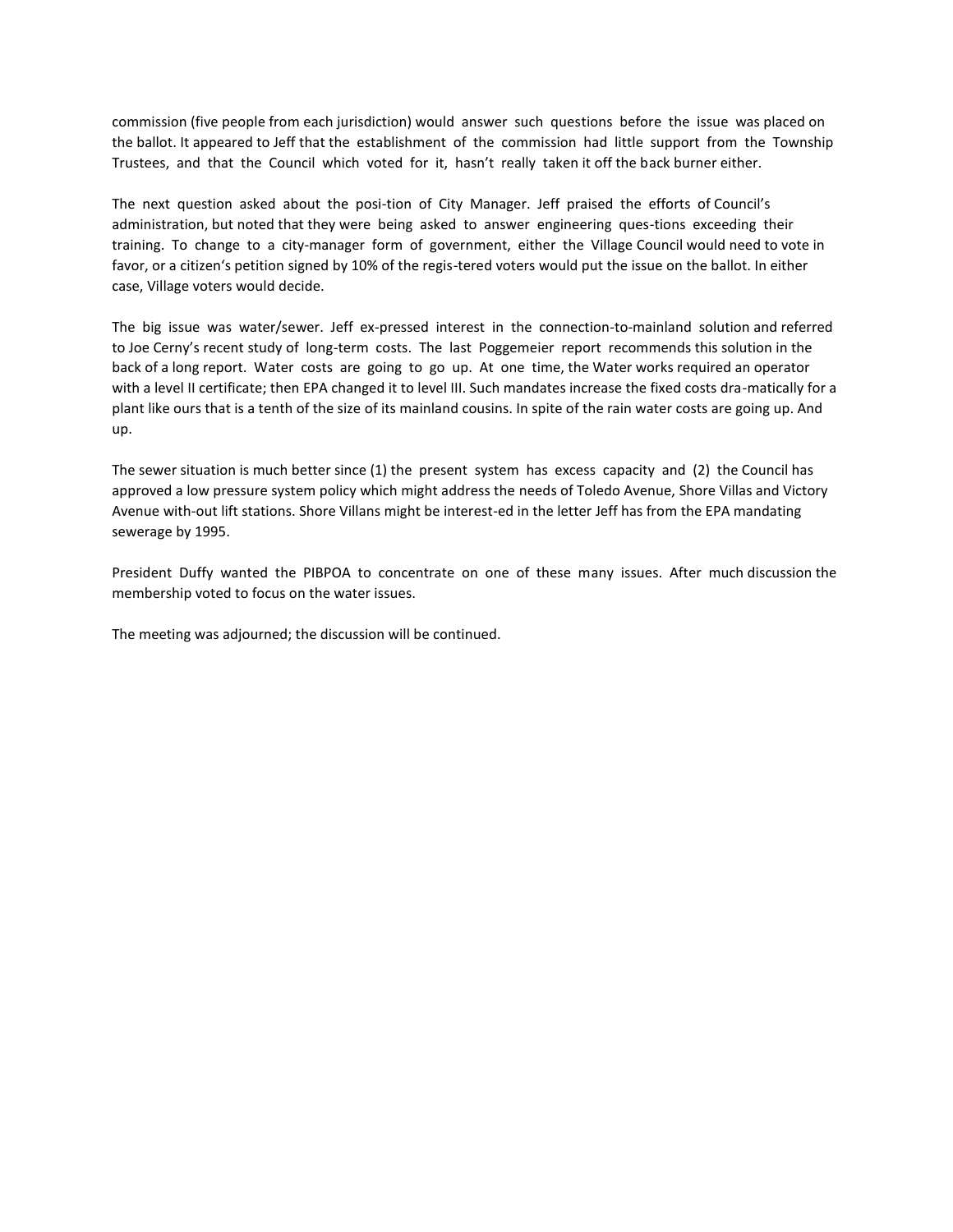commission (five people from each jurisdiction) would answer such questions before the issue was placed on the ballot. It appeared to Jeff that the establishment of the commission had little support from the Township Trustees, and that the Council which voted for it, hasn't really taken it off the back burner either.

The next question asked about the posi-tion of City Manager. Jeff praised the efforts of Council's administration, but noted that they were being asked to answer engineering ques-tions exceeding their training. To change to a city-manager form of government, either the Village Council would need to vote in favor, or a citizen's petition signed by 10% of the regis-tered voters would put the issue on the ballot. In either case, Village voters would decide.

The big issue was water/sewer. Jeff ex-pressed interest in the connection-to-mainland solution and referred to Joe Cerny's recent study of long-term costs. The last Poggemeier report recommends this solution in the back of a long report. Water costs are going to go up. At one time, the Water works required an operator with a level II certificate; then EPA changed it to level III. Such mandates increase the fixed costs dra-matically for a plant like ours that is a tenth of the size of its mainland cousins. In spite of the rain water costs are going up. And up.

The sewer situation is much better since (1) the present system has excess capacity and (2) the Council has approved a low pressure system policy which might address the needs of Toledo Avenue, Shore Villas and Victory Avenue with-out lift stations. Shore Villans might be interest-ed in the letter Jeff has from the EPA mandating sewerage by 1995.

President Duffy wanted the PIBPOA to concentrate on one of these many issues. After much discussion the membership voted to focus on the water issues.

The meeting was adjourned; the discussion will be continued.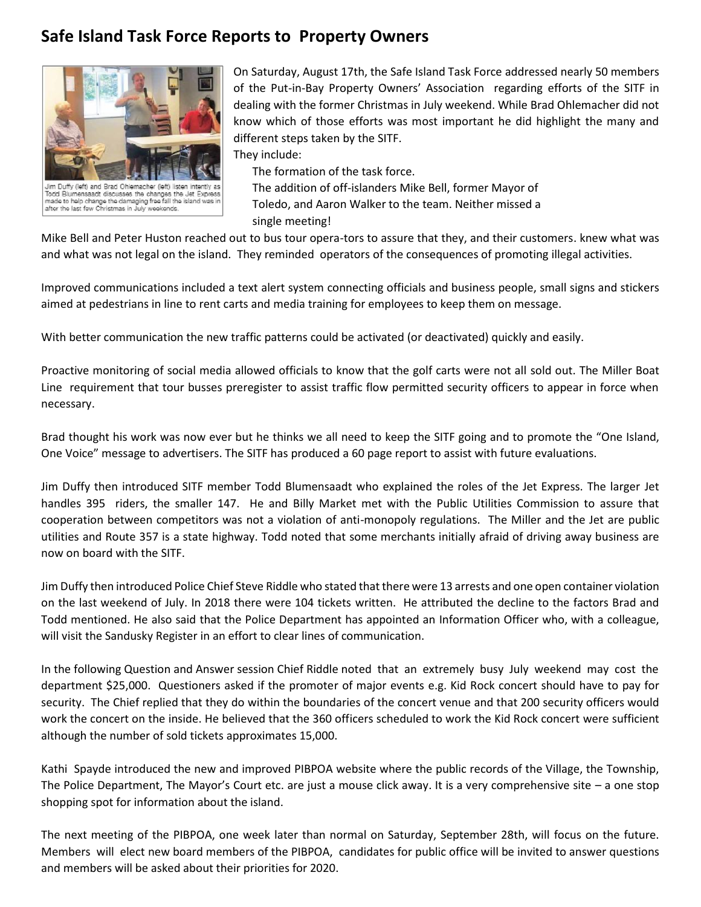## Safe Island Task Force Reports to Property Owners

Jim Duffy (left) and Brad Ohlemacher (left) listen intently as Todd Blumensaadt discusses the changes the Jet Express made to help change the damaging free fall the island was in after the last few Christmas in July weekends.

On Saturday, August 17th, the Safe Island Task Force addressed nearly 50 members of the Put-in-Bay Property Owners' Association regarding efforts of the SITF in dealing with the former Christmas in July weekend. While Brad Ohlemacher did not know which of those efforts was most important he did highlight the many and different steps taken by the SITF.

They include:

The formation of the task force.

The addition of off-islanders Mike Bell, former Mayor of Toledo, and Aaron Walker to the team. Neither missed a single meeting!

Mike Bell and Peter Huston reached out to bus tour opera-tors to assure that they, and their customers. knew what was and what was not legal on the island. They reminded operators of the consequences of promoting illegal activities.

Improved communications included a text alert system connecting officials and business people, small signs and stickers aimed at pedestrians in line to rent carts and media training for employees to keep them on message.

With better communication the new traffic patterns could be activated (or deactivated) quickly and easily.

Proactive monitoring of social media allowed officials to know that the golf carts were not all sold out. The Miller Boat Line requirement that tour busses preregister to assist traffic flow permitted security officers to appear in force when necessary.

Brad thought his work was now ever but he thinks we all need to keep the SITF going and to promote the "One Island, One Voice" message to advertisers. The SITF has produced a 60 page report to assist with future evaluations.

Jim Duffy then introduced SITF member Todd Blumensaadt who explained the roles of the Jet Express. The larger Jet handles 395 riders, the smaller 147. He and Billy Market met with the Public Utilities Commission to assure that cooperation between competitors was not a violation of anti-monopoly regulations. The Miller and the Jet are public utilities and Route 357 is a state highway. Todd noted that some merchants initially afraid of driving away business are now on board with the SITF.

Jim Duffy then introduced Police Chief Steve Riddle who stated that there were 13 arrests and one open container violation on the last weekend of July. In 2018 there were 104 tickets written. He attributed the decline to the factors Brad and Todd mentioned. He also said that the Police Department has appointed an Information Officer who, with a colleague, will visit the Sandusky Register in an effort to clear lines of communication.

In the following Question and Answer session Chief Riddle noted that an extremely busy July weekend may cost the department $25,000. Questioners asked if the promoter of major events e.g. Kid Rock concert should have to pay for security. The Chief replied that they do within the boundaries of the concert venue and that 200 security officers would work the concert on the inside. He believed that the 360 officers scheduled to work the Kid Rock concert were sufficient although the number of sold tickets approximates 15,000.

Kathi Spayde introduced the new and improved PIBPOA website where the public records of the Village, the Township, The Police Department, The Mayor's Court etc. are just a mouse click away. It is a very comprehensive site – a one stop shopping spot for information about the island.

The next meeting of the PIBPOA, one week later than normal on Saturday, September 28th, will focus on the future. Members will elect new board members of the PIBPOA, candidates for public office will be invited to answer questions and members will be asked about their priorities for 2020.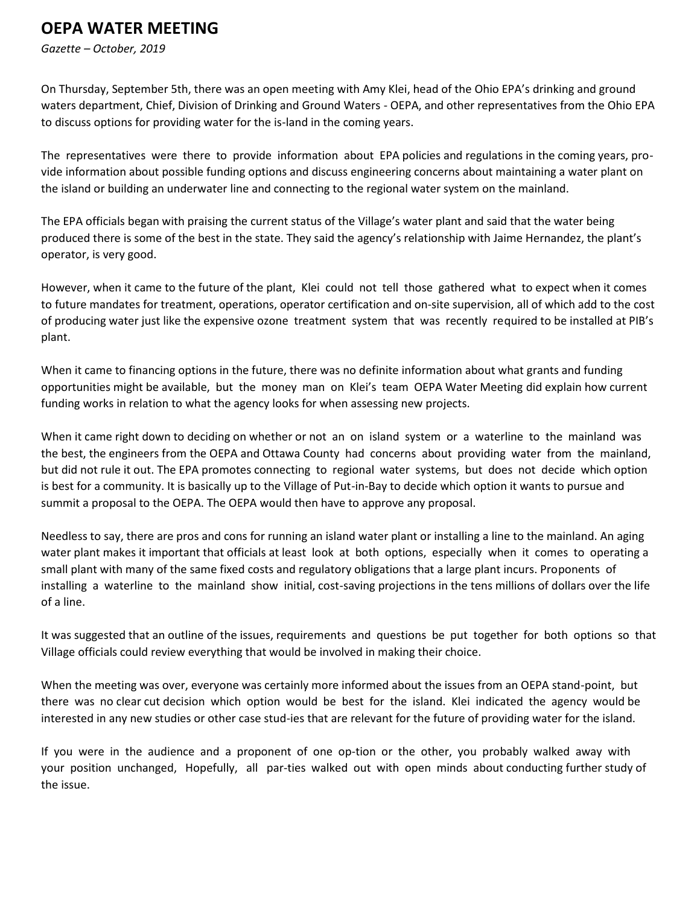# OEPA WATER MEETING

*Gazette – October, 2019*

On Thursday, September 5th, there was an open meeting with Amy Klei, head of the Ohio EPA's drinking and ground waters department, Chief, Division of Drinking and Ground Waters - OEPA, and other representatives from the Ohio EPA to discuss options for providing water for the is-land in the coming years.

The representatives were there to provide information about EPA policies and regulations in the coming years, pro-vide information about possible funding options and discuss engineering concerns about maintaining a water plant on the island or building an underwater line and connecting to the regional water system on the mainland.

The EPA officials began with praising the current status of the Village's water plant and said that the water being produced there is some of the best in the state. They said the agency's relationship with Jaime Hernandez, the plant's operator, is very good.

However, when it came to the future of the plant, Klei could not tell those gathered what to expect when it comes to future mandates for treatment, operations, operator certification and on-site supervision, all of which add to the cost of producing water just like the expensive ozone treatment system that was recently required to be installed at PIB's plant.

When it came to financing options in the future, there was no definite information about what grants and funding opportunities might be available, but the money man on Klei's team OEPA Water Meeting did explain how current funding works in relation to what the agency looks for when assessing new projects.

When it came right down to deciding on whether or not an on island system or a waterline to the mainland was the best, the engineers from the OEPA and Ottawa County had concerns about providing water from the mainland, but did not rule it out. The EPA promotes connecting to regional water systems, but does not decide which option is best for a community. It is basically up to the Village of Put-in-Bay to decide which option it wants to pursue and summit a proposal to the OEPA. The OEPA would then have to approve any proposal.

Needless to say, there are pros and cons for running an island water plant or installing a line to the mainland. An aging water plant makes it important that officials at least look at both options, especially when it comes to operating a small plant with many of the same fixed costs and regulatory obligations that a large plant incurs. Proponents of installing a waterline to the mainland show initial, cost-saving projections in the tens millions of dollars over the life of a line.

It was suggested that an outline of the issues, requirements and questions be put together for both options so that Village officials could review everything that would be involved in making their choice.

When the meeting was over, everyone was certainly more informed about the issues from an OEPA stand-point, but there was no clear cut decision which option would be best for the island. Klei indicated the agency would be interested in any new studies or other case stud-ies that are relevant for the future of providing water for the island.

If you were in the audience and a proponent of one op-tion or the other, you probably walked away with your position unchanged, Hopefully, all par-ties walked out with open minds about conducting further study of the issue.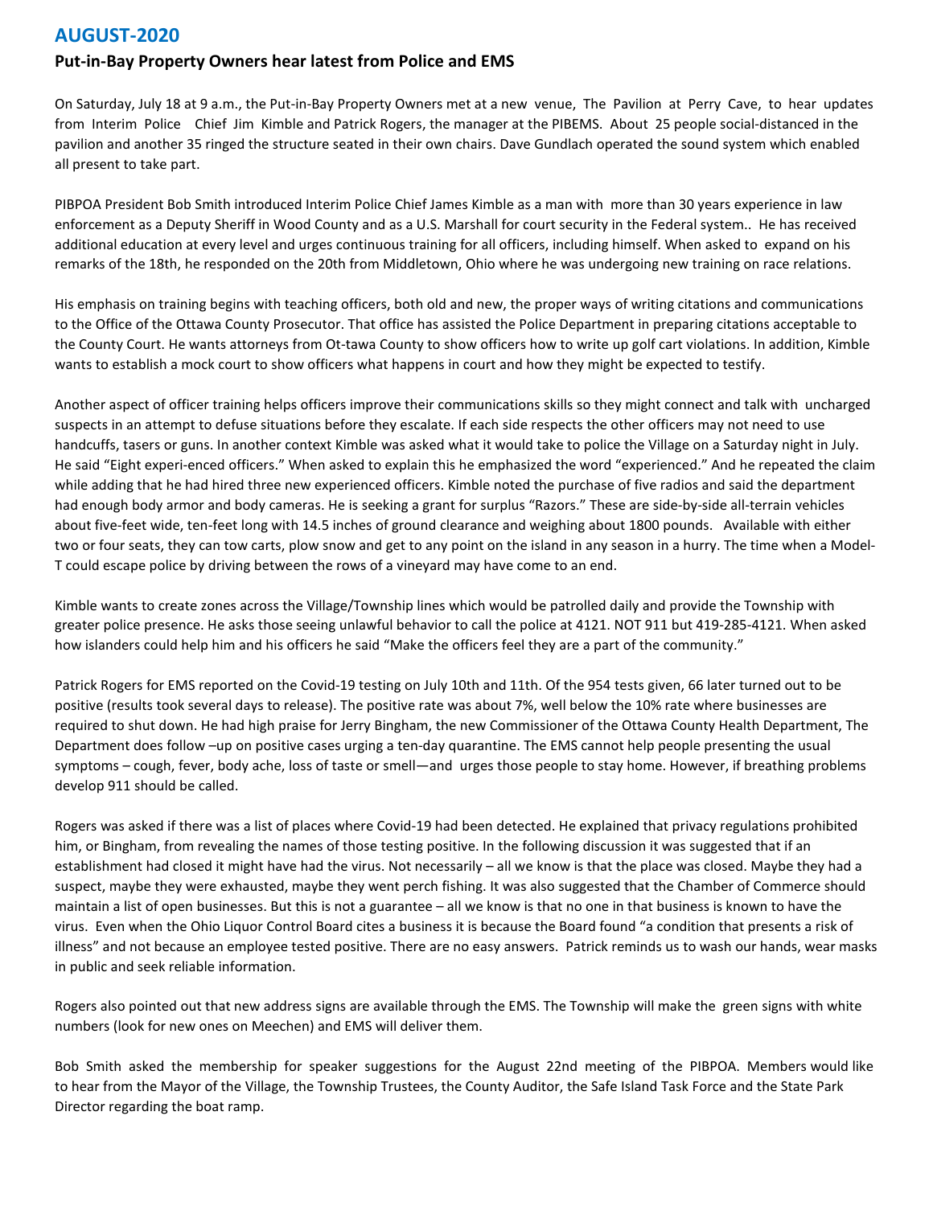# AUGUST-2020

## Put-in-Bay Property Owners hear latest from Police and EMS

On Saturday, July 18 at 9 a.m., the Put-in-Bay Property Owners met at a new venue, The Pavilion at Perry Cave, to hear updates from Interim Police Chief Jim Kimble and Patrick Rogers, the manager at the PIBEMS. About 25 people social-distanced in the pavilion and another 35 ringed the structure seated in their own chairs. Dave Gundlach operated the sound system which enabled all present to take part.

PIBPOA President Bob Smith introduced Interim Police Chief James Kimble as a man with more than 30 years experience in law enforcement as a Deputy Sheriff in Wood County and as a U.S. Marshall for court security in the Federal system.. He has received additional education at every level and urges continuous training for all officers, including himself. When asked to expand on his remarks of the 18th, he responded on the 20th from Middletown, Ohio where he was undergoing new training on race relations.

His emphasis on training begins with teaching officers, both old and new, the proper ways of writing citations and communications to the Office of the Ottawa County Prosecutor. That office has assisted the Police Department in preparing citations acceptable to the County Court. He wants attorneys from Ot-tawa County to show officers how to write up golf cart violations. In addition, Kimble wants to establish a mock court to show officers what happens in court and how they might be expected to testify.

Another aspect of officer training helps officers improve their communications skills so they might connect and talk with uncharged suspects in an attempt to defuse situations before they escalate. If each side respects the other officers may not need to use handcuffs, tasers or guns. In another context Kimble was asked what it would take to police the Village on a Saturday night in July. He said "Eight experi-enced officers." When asked to explain this he emphasized the word "experienced." And he repeated the claim while adding that he had hired three new experienced officers. Kimble noted the purchase of five radios and said the department had enough body armor and body cameras. He is seeking a grant for surplus "Razors." These are side-by-side all-terrain vehicles about five-feet wide, ten-feet long with 14.5 inches of ground clearance and weighing about 1800 pounds. Available with either two or four seats, they can tow carts, plow snow and get to any point on the island in any season in a hurry. The time when a Model-T could escape police by driving between the rows of a vineyard may have come to an end.

Kimble wants to create zones across the Village/Township lines which would be patrolled daily and provide the Township with greater police presence. He asks those seeing unlawful behavior to call the police at 4121. NOT 911 but 419-285-4121. When asked how islanders could help him and his officers he said "Make the officers feel they are a part of the community."

Patrick Rogers for EMS reported on the Covid-19 testing on July 10th and 11th. Of the 954 tests given, 66 later turned out to be positive (results took several days to release). The positive rate was about 7%, well below the 10% rate where businesses are required to shut down. He had high praise for Jerry Bingham, the new Commissioner of the Ottawa County Health Department, The Department does follow –up on positive cases urging a ten-day quarantine. The EMS cannot help people presenting the usual symptoms – cough, fever, body ache, loss of taste or smell—and urges those people to stay home. However, if breathing problems develop 911 should be called.

Rogers was asked if there was a list of places where Covid-19 had been detected. He explained that privacy regulations prohibited him, or Bingham, from revealing the names of those testing positive. In the following discussion it was suggested that if an establishment had closed it might have had the virus. Not necessarily – all we know is that the place was closed. Maybe they had a suspect, maybe they were exhausted, maybe they went perch fishing. It was also suggested that the Chamber of Commerce should maintain a list of open businesses. But this is not a guarantee – all we know is that no one in that business is known to have the virus. Even when the Ohio Liquor Control Board cites a business it is because the Board found "a condition that presents a risk of illness" and not because an employee tested positive. There are no easy answers. Patrick reminds us to wash our hands, wear masks in public and seek reliable information.

Rogers also pointed out that new address signs are available through the EMS. The Township will make the green signs with white numbers (look for new ones on Meechen) and EMS will deliver them.

Bob Smith asked the membership for speaker suggestions for the August 22nd meeting of the PIBPOA. Members would like to hear from the Mayor of the Village, the Township Trustees, the County Auditor, the Safe Island Task Force and the State Park Director regarding the boat ramp.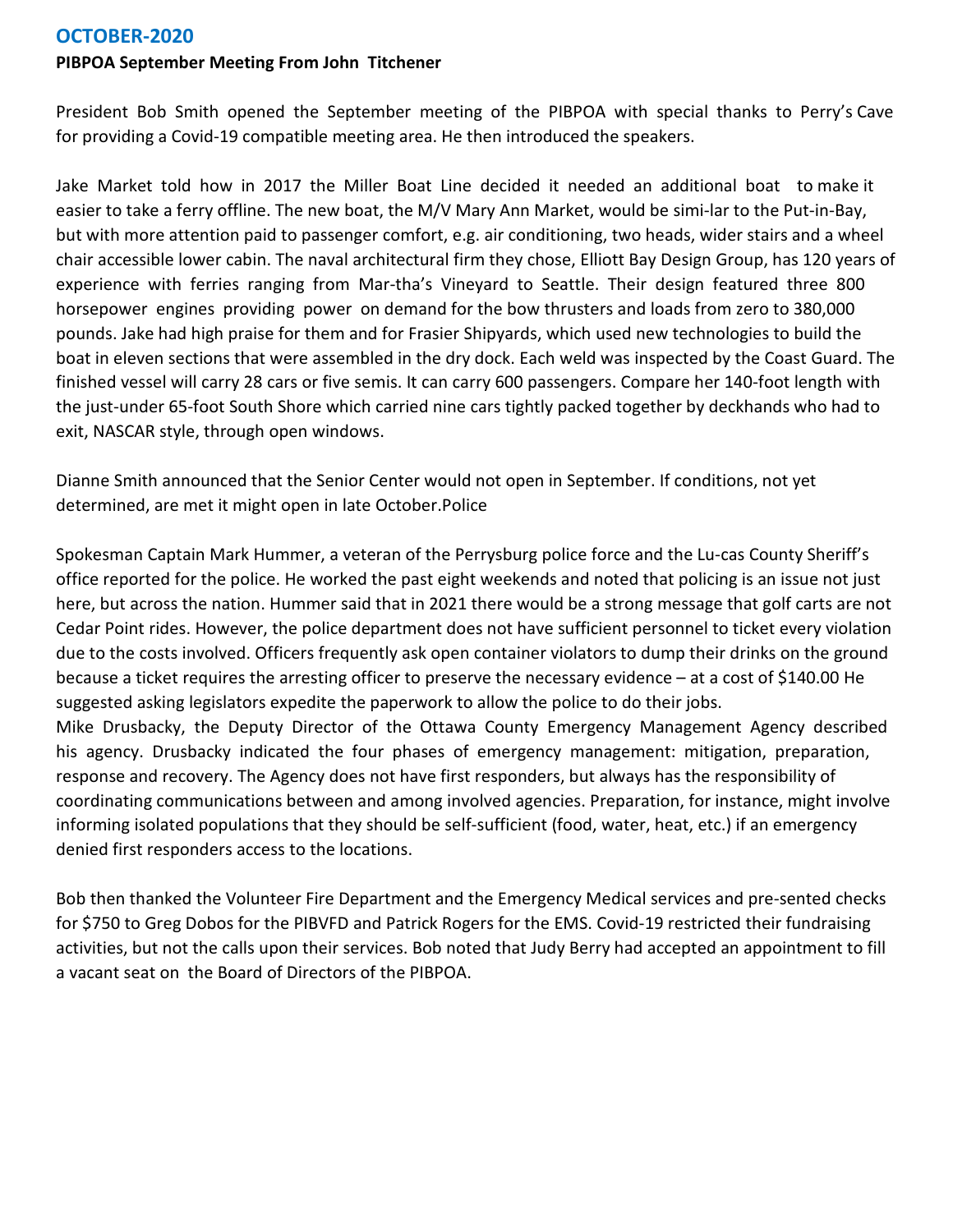## OCTOBER-2020

**PIBPOA September Meeting From John Titchener**

President Bob Smith opened the September meeting of the PIBPOA with special thanks to Perry's Cave for providing a Covid-19 compatible meeting area. He then introduced the speakers.

Jake Market told how in 2017 the Miller Boat Line decided it needed an additional boat to make it easier to take a ferry offline. The new boat, the M/V Mary Ann Market, would be simi-lar to the Put-in-Bay, but with more attention paid to passenger comfort, e.g. air conditioning, two heads, wider stairs and a wheel chair accessible lower cabin. The naval architectural firm they chose, Elliott Bay Design Group, has 120 years of experience with ferries ranging from Mar-tha's Vineyard to Seattle. Their design featured three 800 horsepower engines providing power on demand for the bow thrusters and loads from zero to 380,000 pounds. Jake had high praise for them and for Frasier Shipyards, which used new technologies to build the boat in eleven sections that were assembled in the dry dock. Each weld was inspected by the Coast Guard. The finished vessel will carry 28 cars or five semis. It can carry 600 passengers. Compare her 140-foot length with the just-under 65-foot South Shore which carried nine cars tightly packed together by deckhands who had to exit, NASCAR style, through open windows.

Dianne Smith announced that the Senior Center would not open in September. If conditions, not yet determined, are met it might open in late October.Police

Spokesman Captain Mark Hummer, a veteran of the Perrysburg police force and the Lu-cas County Sheriff's office reported for the police. He worked the past eight weekends and noted that policing is an issue not just here, but across the nation. Hummer said that in 2021 there would be a strong message that golf carts are not Cedar Point rides. However, the police department does not have sufficient personnel to ticket every violation due to the costs involved. Officers frequently ask open container violators to dump their drinks on the ground because a ticket requires the arresting officer to preserve the necessary evidence – at a cost of $140.00 He suggested asking legislators expedite the paperwork to allow the police to do their jobs.
Mike Drusbacky, the Deputy Director of the Ottawa County Emergency Management Agency described his agency. Drusbacky indicated the four phases of emergency management: mitigation, preparation, response and recovery. The Agency does not have first responders, but always has the responsibility of coordinating communications between and among involved agencies. Preparation, for instance, might involve informing isolated populations that they should be self-sufficient (food, water, heat, etc.) if an emergency denied first responders access to the locations.

Bob then thanked the Volunteer Fire Department and the Emergency Medical services and pre-sented checks for $750 to Greg Dobos for the PIBVFD and Patrick Rogers for the EMS. Covid-19 restricted their fundraising activities, but not the calls upon their services. Bob noted that Judy Berry had accepted an appointment to fill a vacant seat on the Board of Directors of the PIBPOA.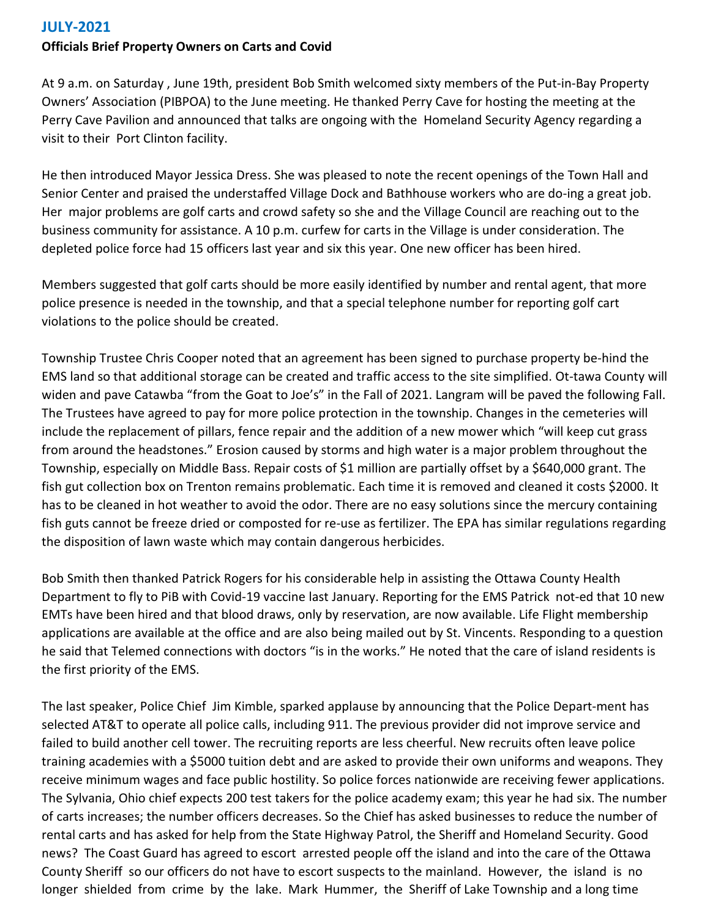## JULY-2021

**Officials Brief Property Owners on Carts and Covid**

At 9 a.m. on Saturday , June 19th, president Bob Smith welcomed sixty members of the Put-in-Bay Property Owners' Association (PIBPOA) to the June meeting. He thanked Perry Cave for hosting the meeting at the Perry Cave Pavilion and announced that talks are ongoing with the Homeland Security Agency regarding a visit to their Port Clinton facility.

He then introduced Mayor Jessica Dress. She was pleased to note the recent openings of the Town Hall and Senior Center and praised the understaffed Village Dock and Bathhouse workers who are do-ing a great job. Her major problems are golf carts and crowd safety so she and the Village Council are reaching out to the business community for assistance. A 10 p.m. curfew for carts in the Village is under consideration. The depleted police force had 15 officers last year and six this year. One new officer has been hired.

Members suggested that golf carts should be more easily identified by number and rental agent, that more police presence is needed in the township, and that a special telephone number for reporting golf cart violations to the police should be created.

Township Trustee Chris Cooper noted that an agreement has been signed to purchase property be-hind the EMS land so that additional storage can be created and traffic access to the site simplified. Ot-tawa County will widen and pave Catawba "from the Goat to Joe's" in the Fall of 2021. Langram will be paved the following Fall. The Trustees have agreed to pay for more police protection in the township. Changes in the cemeteries will include the replacement of pillars, fence repair and the addition of a new mower which "will keep cut grass from around the headstones." Erosion caused by storms and high water is a major problem throughout the Township, especially on Middle Bass. Repair costs of $1 million are partially offset by a $640,000 grant. The fish gut collection box on Trenton remains problematic. Each time it is removed and cleaned it costs $2000. It has to be cleaned in hot weather to avoid the odor. There are no easy solutions since the mercury containing fish guts cannot be freeze dried or composted for re-use as fertilizer. The EPA has similar regulations regarding the disposition of lawn waste which may contain dangerous herbicides.

Bob Smith then thanked Patrick Rogers for his considerable help in assisting the Ottawa County Health Department to fly to PiB with Covid-19 vaccine last January. Reporting for the EMS Patrick not-ed that 10 new EMTs have been hired and that blood draws, only by reservation, are now available. Life Flight membership applications are available at the office and are also being mailed out by St. Vincents. Responding to a question he said that Telemed connections with doctors "is in the works." He noted that the care of island residents is the first priority of the EMS.

The last speaker, Police Chief Jim Kimble, sparked applause by announcing that the Police Depart-ment has selected AT&T to operate all police calls, including 911. The previous provider did not improve service and failed to build another cell tower. The recruiting reports are less cheerful. New recruits often leave police training academies with a $5000 tuition debt and are asked to provide their own uniforms and weapons. They receive minimum wages and face public hostility. So police forces nationwide are receiving fewer applications. The Sylvania, Ohio chief expects 200 test takers for the police academy exam; this year he had six. The number of carts increases; the number officers decreases. So the Chief has asked businesses to reduce the number of rental carts and has asked for help from the State Highway Patrol, the Sheriff and Homeland Security. Good news? The Coast Guard has agreed to escort arrested people off the island and into the care of the Ottawa County Sheriff so our officers do not have to escort suspects to the mainland. However, the island is no longer shielded from crime by the lake. Mark Hummer, the Sheriff of Lake Township and a long time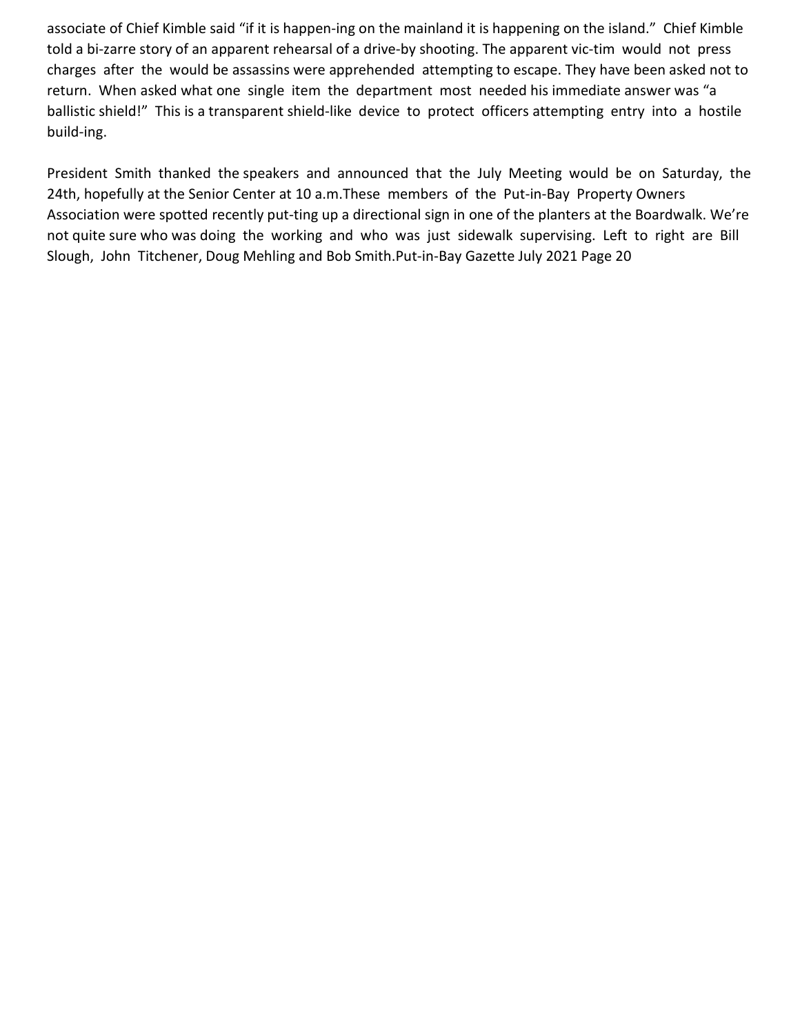associate of Chief Kimble said "if it is happen-ing on the mainland it is happening on the island." Chief Kimble told a bi-zarre story of an apparent rehearsal of a drive-by shooting. The apparent vic-tim would not press charges after the would be assassins were apprehended attempting to escape. They have been asked not to return. When asked what one single item the department most needed his immediate answer was "a ballistic shield!" This is a transparent shield-like device to protect officers attempting entry into a hostile build-ing.

President Smith thanked the speakers and announced that the July Meeting would be on Saturday, the 24th, hopefully at the Senior Center at 10 a.m.These members of the Put-in-Bay Property Owners Association were spotted recently put-ting up a directional sign in one of the planters at the Boardwalk. We're not quite sure who was doing the working and who was just sidewalk supervising. Left to right are Bill Slough, John Titchener, Doug Mehling and Bob Smith.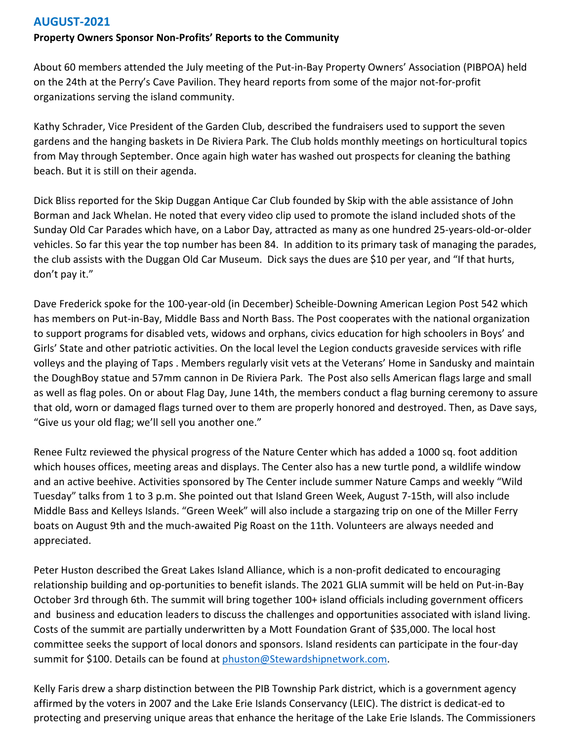## AUGUST-2021

**Property Owners Sponsor Non-Profits' Reports to the Community**

About 60 members attended the July meeting of the Put-in-Bay Property Owners' Association (PIBPOA) held on the 24th at the Perry's Cave Pavilion. They heard reports from some of the major not-for-profit organizations serving the island community.

Kathy Schrader, Vice President of the Garden Club, described the fundraisers used to support the seven gardens and the hanging baskets in De Riviera Park. The Club holds monthly meetings on horticultural topics from May through September. Once again high water has washed out prospects for cleaning the bathing beach. But it is still on their agenda.

Dick Bliss reported for the Skip Duggan Antique Car Club founded by Skip with the able assistance of John Borman and Jack Whelan. He noted that every video clip used to promote the island included shots of the Sunday Old Car Parades which have, on a Labor Day, attracted as many as one hundred 25-years-old-or-older vehicles. So far this year the top number has been 84. In addition to its primary task of managing the parades, the club assists with the Duggan Old Car Museum. Dick says the dues are $10 per year, and "If that hurts, don't pay it."

Dave Frederick spoke for the 100-year-old (in December) Scheible-Downing American Legion Post 542 which has members on Put-in-Bay, Middle Bass and North Bass. The Post cooperates with the national organization to support programs for disabled vets, widows and orphans, civics education for high schoolers in Boys' and Girls' State and other patriotic activities. On the local level the Legion conducts graveside services with rifle volleys and the playing of Taps . Members regularly visit vets at the Veterans' Home in Sandusky and maintain the DoughBoy statue and 57mm cannon in De Riviera Park. The Post also sells American flags large and small as well as flag poles. On or about Flag Day, June 14th, the members conduct a flag burning ceremony to assure that old, worn or damaged flags turned over to them are properly honored and destroyed. Then, as Dave says, "Give us your old flag; we'll sell you another one."

Renee Fultz reviewed the physical progress of the Nature Center which has added a 1000 sq. foot addition which houses offices, meeting areas and displays. The Center also has a new turtle pond, a wildlife window and an active beehive. Activities sponsored by The Center include summer Nature Camps and weekly "Wild Tuesday" talks from 1 to 3 p.m. She pointed out that Island Green Week, August 7-15th, will also include Middle Bass and Kelleys Islands. "Green Week" will also include a stargazing trip on one of the Miller Ferry boats on August 9th and the much-awaited Pig Roast on the 11th. Volunteers are always needed and appreciated.

Peter Huston described the Great Lakes Island Alliance, which is a non-profit dedicated to encouraging relationship building and op-portunities to benefit islands. The 2021 GLIA summit will be held on Put-in-Bay October 3rd through 6th. The summit will bring together 100+ island officials including government officers and business and education leaders to discuss the challenges and opportunities associated with island living. Costs of the summit are partially underwritten by a Mott Foundation Grant of $35,000. The local host committee seeks the support of local donors and sponsors. Island residents can participate in the four-day summit for $100. Details can be found at phuston@Stewardshipnetwork.com.

Kelly Faris drew a sharp distinction between the PIB Township Park district, which is a government agency affirmed by the voters in 2007 and the Lake Erie Islands Conservancy (LEIC). The district is dedicat-ed to protecting and preserving unique areas that enhance the heritage of the Lake Erie Islands. The Commissioners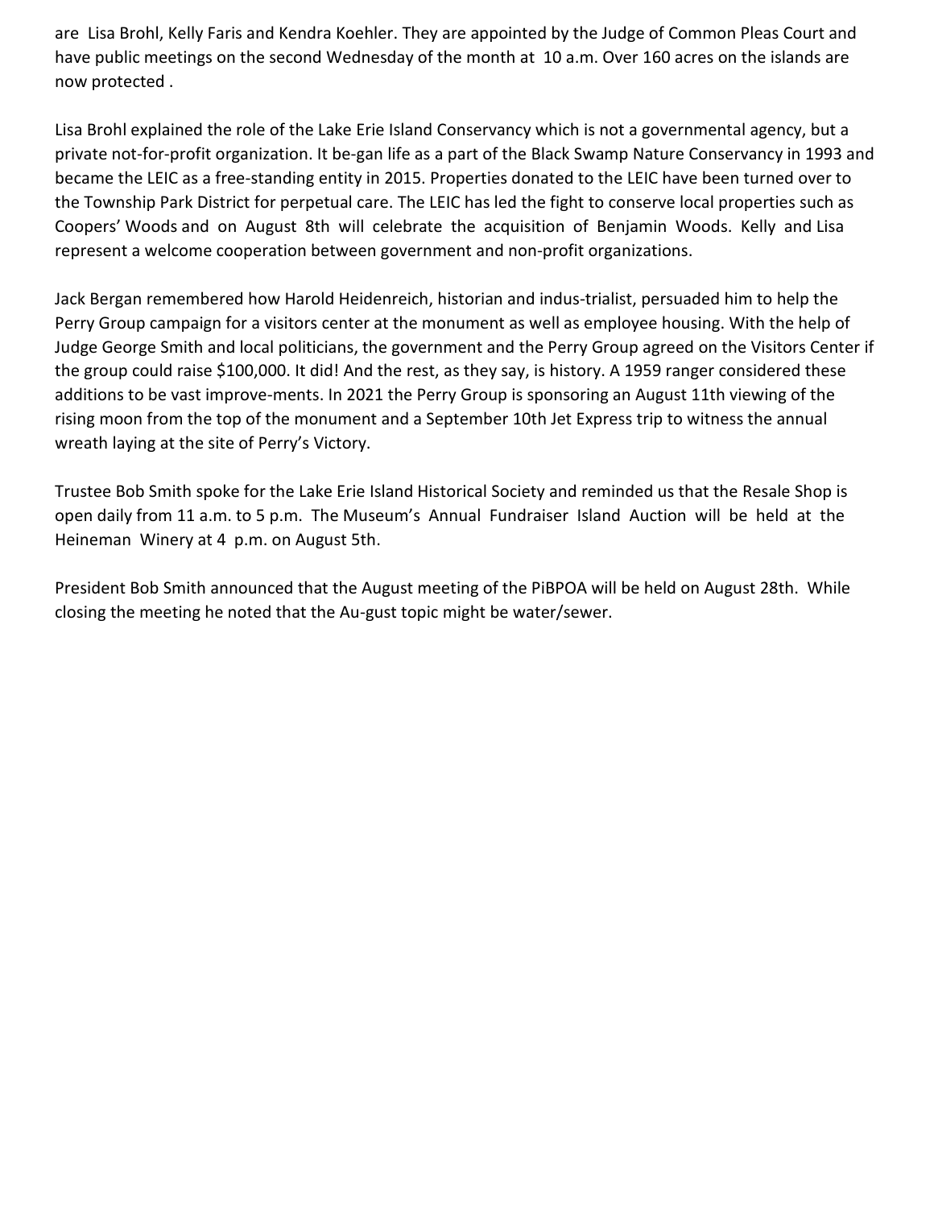are Lisa Brohl, Kelly Faris and Kendra Koehler. They are appointed by the Judge of Common Pleas Court and have public meetings on the second Wednesday of the month at 10 a.m. Over 160 acres on the islands are now protected .

Lisa Brohl explained the role of the Lake Erie Island Conservancy which is not a governmental agency, but a private not-for-profit organization. It be-gan life as a part of the Black Swamp Nature Conservancy in 1993 and became the LEIC as a free-standing entity in 2015. Properties donated to the LEIC have been turned over to the Township Park District for perpetual care. The LEIC has led the fight to conserve local properties such as Coopers' Woods and on August 8th will celebrate the acquisition of Benjamin Woods. Kelly and Lisa represent a welcome cooperation between government and non-profit organizations.

Jack Bergan remembered how Harold Heidenreich, historian and indus-trialist, persuaded him to help the Perry Group campaign for a visitors center at the monument as well as employee housing. With the help of Judge George Smith and local politicians, the government and the Perry Group agreed on the Visitors Center if the group could raise $100,000. It did! And the rest, as they say, is history. A 1959 ranger considered these additions to be vast improve-ments. In 2021 the Perry Group is sponsoring an August 11th viewing of the rising moon from the top of the monument and a September 10th Jet Express trip to witness the annual wreath laying at the site of Perry's Victory.

Trustee Bob Smith spoke for the Lake Erie Island Historical Society and reminded us that the Resale Shop is open daily from 11 a.m. to 5 p.m. The Museum's Annual Fundraiser Island Auction will be held at the Heineman Winery at 4 p.m. on August 5th.

President Bob Smith announced that the August meeting of the PiBPOA will be held on August 28th. While closing the meeting he noted that the Au-gust topic might be water/sewer.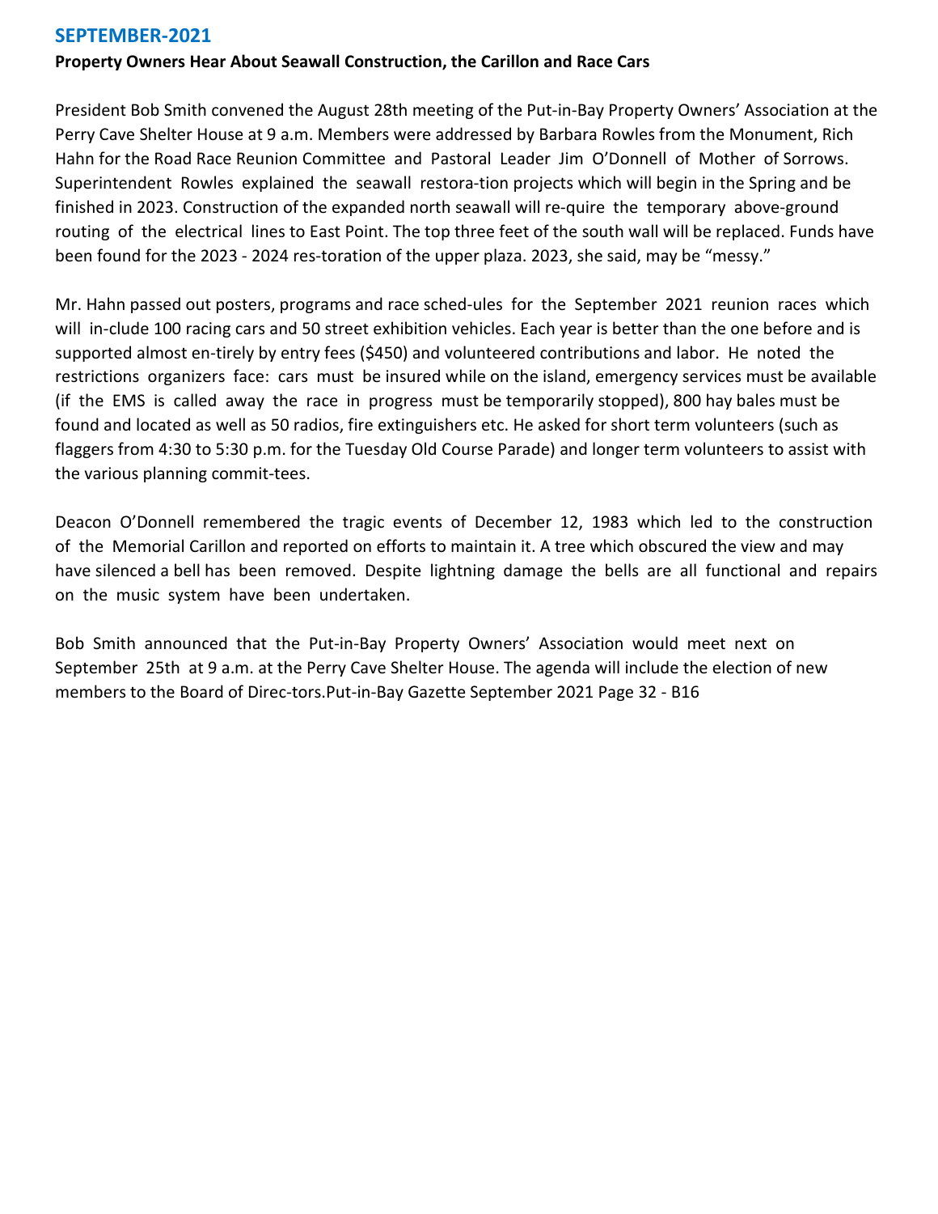## SEPTEMBER-2021

**Property Owners Hear About Seawall Construction, the Carillon and Race Cars**

President Bob Smith convened the August 28th meeting of the Put-in-Bay Property Owners' Association at the Perry Cave Shelter House at 9 a.m. Members were addressed by Barbara Rowles from the Monument, Rich Hahn for the Road Race Reunion Committee and Pastoral Leader Jim O'Donnell of Mother of Sorrows. Superintendent Rowles explained the seawall restora-tion projects which will begin in the Spring and be finished in 2023. Construction of the expanded north seawall will re-quire the temporary above-ground routing of the electrical lines to East Point. The top three feet of the south wall will be replaced. Funds have been found for the 2023 - 2024 res-toration of the upper plaza. 2023, she said, may be "messy."

Mr. Hahn passed out posters, programs and race sched-ules for the September 2021 reunion races which will in-clude 100 racing cars and 50 street exhibition vehicles. Each year is better than the one before and is supported almost en-tirely by entry fees ($450) and volunteered contributions and labor. He noted the restrictions organizers face: cars must be insured while on the island, emergency services must be available (if the EMS is called away the race in progress must be temporarily stopped), 800 hay bales must be found and located as well as 50 radios, fire extinguishers etc. He asked for short term volunteers (such as flaggers from 4:30 to 5:30 p.m. for the Tuesday Old Course Parade) and longer term volunteers to assist with the various planning commit-tees.

Deacon O'Donnell remembered the tragic events of December 12, 1983 which led to the construction of the Memorial Carillon and reported on efforts to maintain it. A tree which obscured the view and may have silenced a bell has been removed. Despite lightning damage the bells are all functional and repairs on the music system have been undertaken.

Bob Smith announced that the Put-in-Bay Property Owners' Association would meet next on September 25th at 9 a.m. at the Perry Cave Shelter House. The agenda will include the election of new members to the Board of Direc-tors.Put-in-Bay Gazette September 2021 Page 32 - B16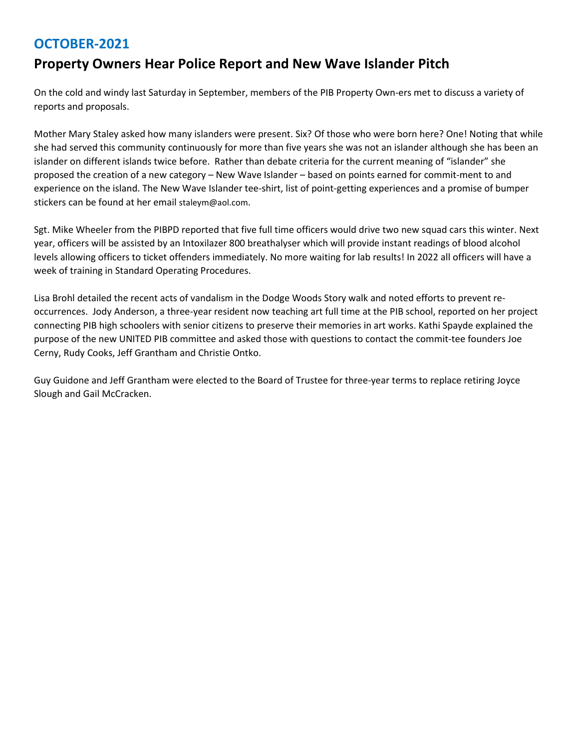## OCTOBER-2021

# Property Owners Hear Police Report and New Wave Islander Pitch

On the cold and windy last Saturday in September, members of the PIB Property Own-ers met to discuss a variety of reports and proposals.

Mother Mary Staley asked how many islanders were present. Six? Of those who were born here? One! Noting that while she had served this community continuously for more than five years she was not an islander although she has been an islander on different islands twice before. Rather than debate criteria for the current meaning of "islander" she proposed the creation of a new category – New Wave Islander – based on points earned for commit-ment to and experience on the island. The New Wave Islander tee-shirt, list of point-getting experiences and a promise of bumper stickers can be found at her email staleym@aol.com.

Sgt. Mike Wheeler from the PIBPD reported that five full time officers would drive two new squad cars this winter. Next year, officers will be assisted by an Intoxilazer 800 breathalyser which will provide instant readings of blood alcohol levels allowing officers to ticket offenders immediately. No more waiting for lab results! In 2022 all officers will have a week of training in Standard Operating Procedures.

Lisa Brohl detailed the recent acts of vandalism in the Dodge Woods Story walk and noted efforts to prevent re-occurrences. Jody Anderson, a three-year resident now teaching art full time at the PIB school, reported on her project connecting PIB high schoolers with senior citizens to preserve their memories in art works. Kathi Spayde explained the purpose of the new UNITED PIB committee and asked those with questions to contact the commit-tee founders Joe Cerny, Rudy Cooks, Jeff Grantham and Christie Ontko.

Guy Guidone and Jeff Grantham were elected to the Board of Trustee for three-year terms to replace retiring Joyce Slough and Gail McCracken.